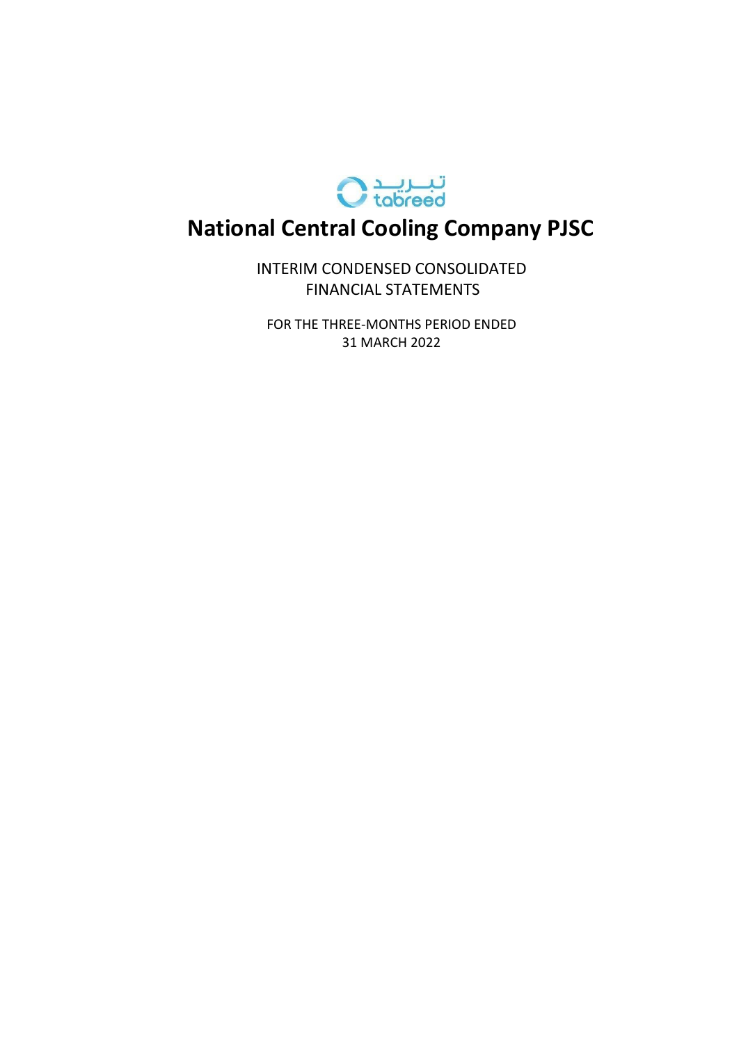تبريد
tabreed

# National Central Cooling Company PJSC

INTERIM CONDENSED CONSOLIDATED
FINANCIAL STATEMENTS

FOR THE THREE-MONTHS PERIOD ENDED
31 MARCH 2022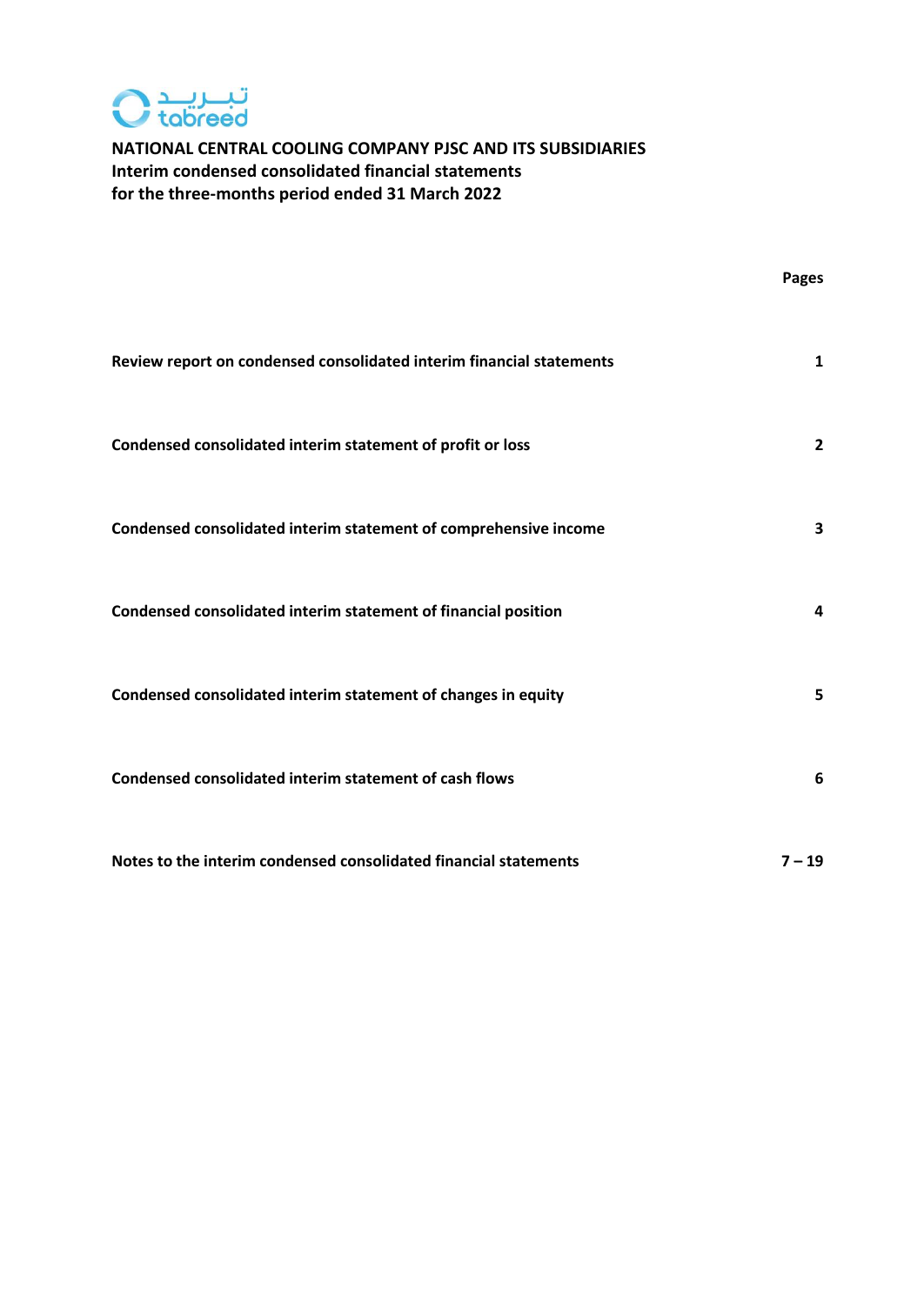# NATIONAL CENTRAL COOLING COMPANY PJSC AND ITS SUBSIDIARIES

**Interim condensed consolidated financial statements**
**for the three-months period ended 31 March 2022**

| | Pages |
|---|---|
| **Review report on condensed consolidated interim financial statements** | **1** |
| **Condensed consolidated interim statement of profit or loss** | **2** |
| **Condensed consolidated interim statement of comprehensive income** | **3** |
| **Condensed consolidated interim statement of financial position** | **4** |
| **Condensed consolidated interim statement of changes in equity** | **5** |
| **Condensed consolidated interim statement of cash flows** | **6** |
| **Notes to the interim condensed consolidated financial statements** | **7 – 19** |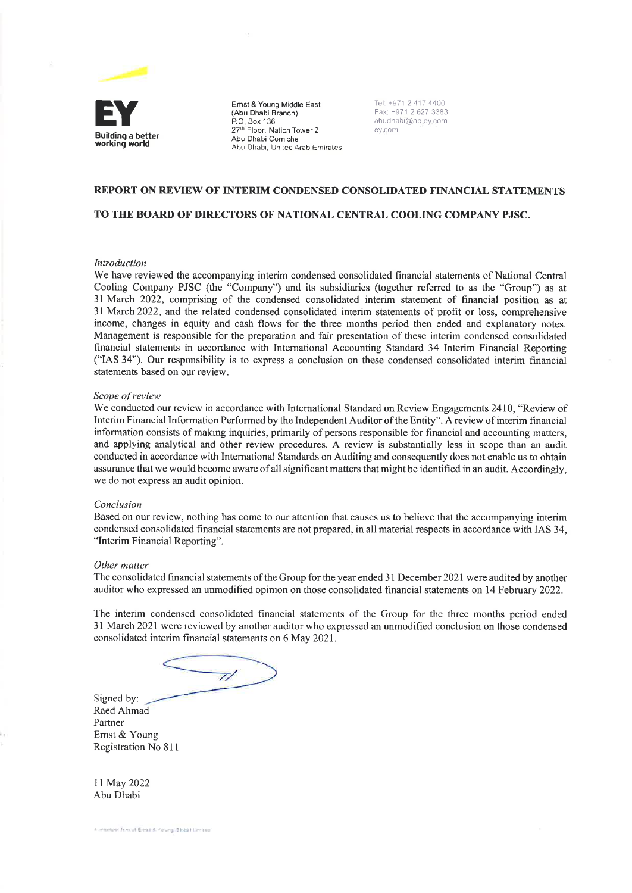Ernst & Young Middle East
(Abu Dhabi Branch)
P.O. Box 136
27th Floor, Nation Tower 2
Abu Dhabi Corniche
Abu Dhabi, United Arab Emirates

Tel: +971 2 417 4400
Fax: +971 2 627 3383
abudhabi@ae.ey.com
ey.com

## REPORT ON REVIEW OF INTERIM CONDENSED CONSOLIDATED FINANCIAL STATEMENTS

## TO THE BOARD OF DIRECTORS OF NATIONAL CENTRAL COOLING COMPANY PJSC.

*Introduction*

We have reviewed the accompanying interim condensed consolidated financial statements of National Central Cooling Company PJSC (the "Company") and its subsidiaries (together referred to as the "Group") as at 31 March 2022, comprising of the condensed consolidated interim statement of financial position as at 31 March 2022, and the related condensed consolidated interim statements of profit or loss, comprehensive income, changes in equity and cash flows for the three months period then ended and explanatory notes. Management is responsible for the preparation and fair presentation of these interim condensed consolidated financial statements in accordance with International Accounting Standard 34 Interim Financial Reporting ("IAS 34"). Our responsibility is to express a conclusion on these condensed consolidated interim financial statements based on our review.

*Scope of review*

We conducted our review in accordance with International Standard on Review Engagements 2410, "Review of Interim Financial Information Performed by the Independent Auditor of the Entity". A review of interim financial information consists of making inquiries, primarily of persons responsible for financial and accounting matters, and applying analytical and other review procedures. A review is substantially less in scope than an audit conducted in accordance with International Standards on Auditing and consequently does not enable us to obtain assurance that we would become aware of all significant matters that might be identified in an audit. Accordingly, we do not express an audit opinion.

*Conclusion*

Based on our review, nothing has come to our attention that causes us to believe that the accompanying interim condensed consolidated financial statements are not prepared, in all material respects in accordance with IAS 34, "Interim Financial Reporting".

*Other matter*

The consolidated financial statements of the Group for the year ended 31 December 2021 were audited by another auditor who expressed an unmodified opinion on those consolidated financial statements on 14 February 2022.

The interim condensed consolidated financial statements of the Group for the three months period ended 31 March 2021 were reviewed by another auditor who expressed an unmodified conclusion on those condensed consolidated interim financial statements on 6 May 2021.

Signed by:
Raed Ahmad
Partner
Ernst & Young
Registration No 811

11 May 2022
Abu Dhabi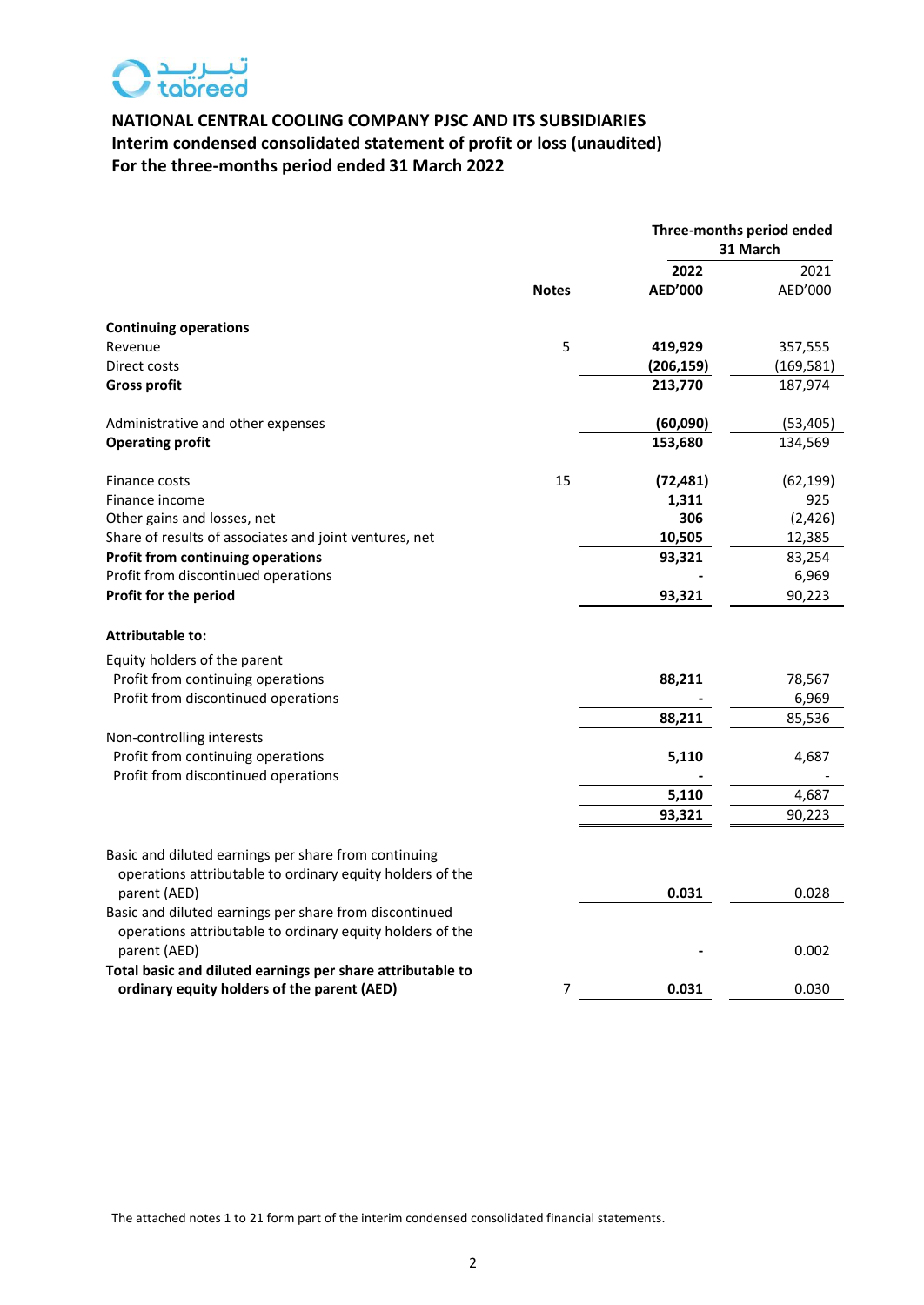# NATIONAL CENTRAL COOLING COMPANY PJSC AND ITS SUBSIDIARIES
## Interim condensed consolidated statement of profit or loss (unaudited)
## For the three-months period ended 31 March 2022

| | Notes | Three-months period ended 31 March | |
|---|---|---|---|
| | | **2022** | 2021 |
| | | **AED'000** | AED'000 |
| **Continuing operations** | | | |
| Revenue | 5 | **419,929** | 357,555 |
| Direct costs | | **(206,159)** | (169,581) |
| **Gross profit** | | **213,770** | 187,974 |
| Administrative and other expenses | | **(60,090)** | (53,405) |
| **Operating profit** | | **153,680** | 134,569 |
| Finance costs | 15 | **(72,481)** | (62,199) |
| Finance income | | **1,311** | 925 |
| Other gains and losses, net | | **306** | (2,426) |
| Share of results of associates and joint ventures, net | | **10,505** | 12,385 |
| **Profit from continuing operations** | | **93,321** | 83,254 |
| Profit from discontinued operations | | **-** | 6,969 |
| **Profit for the period** | | **93,321** | 90,223 |
| **Attributable to:** | | | |
| Equity holders of the parent | | | |
| Profit from continuing operations | | **88,211** | 78,567 |
| Profit from discontinued operations | | **-** | 6,969 |
| | | **88,211** | 85,536 |
| Non-controlling interests | | | |
| Profit from continuing operations | | **5,110** | 4,687 |
| Profit from discontinued operations | | **-** | - |
| | | **5,110** | 4,687 |
| | | **93,321** | 90,223 |
| Basic and diluted earnings per share from continuing operations attributable to ordinary equity holders of the parent (AED) | | **0.031** | 0.028 |
| Basic and diluted earnings per share from discontinued operations attributable to ordinary equity holders of the parent (AED) | | **-** | 0.002 |
| **Total basic and diluted earnings per share attributable to ordinary equity holders of the parent (AED)** | 7 | **0.031** | 0.030 |

The attached notes 1 to 21 form part of the interim condensed consolidated financial statements.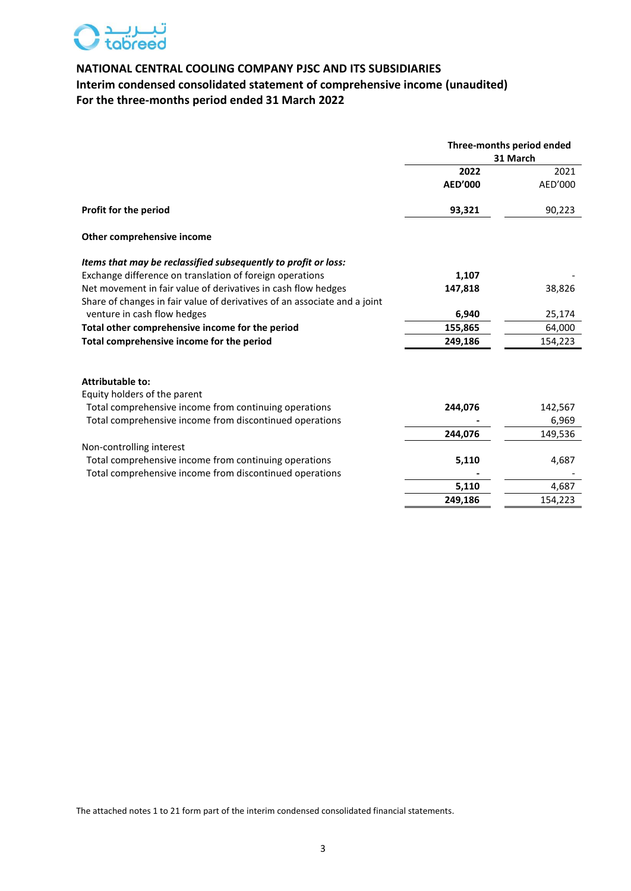# NATIONAL CENTRAL COOLING COMPANY PJSC AND ITS SUBSIDIARIES

## Interim condensed consolidated statement of comprehensive income (unaudited)

## For the three-months period ended 31 March 2022

| | Three-months period ended 31 March | |
|---|---|---|
| | **2022** | 2021 |
| | **AED'000** | AED'000 |
| **Profit for the period** | **93,321** | 90,223 |
| **Other comprehensive income** | | |
| ***Items that may be reclassified subsequently to profit or loss:*** | | |
| Exchange difference on translation of foreign operations | **1,107** | - |
| Net movement in fair value of derivatives in cash flow hedges | **147,818** | 38,826 |
| Share of changes in fair value of derivatives of an associate and a joint venture in cash flow hedges | **6,940** | 25,174 |
| **Total other comprehensive income for the period** | **155,865** | 64,000 |
| **Total comprehensive income for the period** | **249,186** | 154,223 |
| **Attributable to:** | | |
| Equity holders of the parent | | |
| Total comprehensive income from continuing operations | **244,076** | 142,567 |
| Total comprehensive income from discontinued operations | **-** | 6,969 |
| | **244,076** | 149,536 |
| Non-controlling interest | | |
| Total comprehensive income from continuing operations | **5,110** | 4,687 |
| Total comprehensive income from discontinued operations | **-** | - |
| | **5,110** | 4,687 |
| | **249,186** | 154,223 |

The attached notes 1 to 21 form part of the interim condensed consolidated financial statements.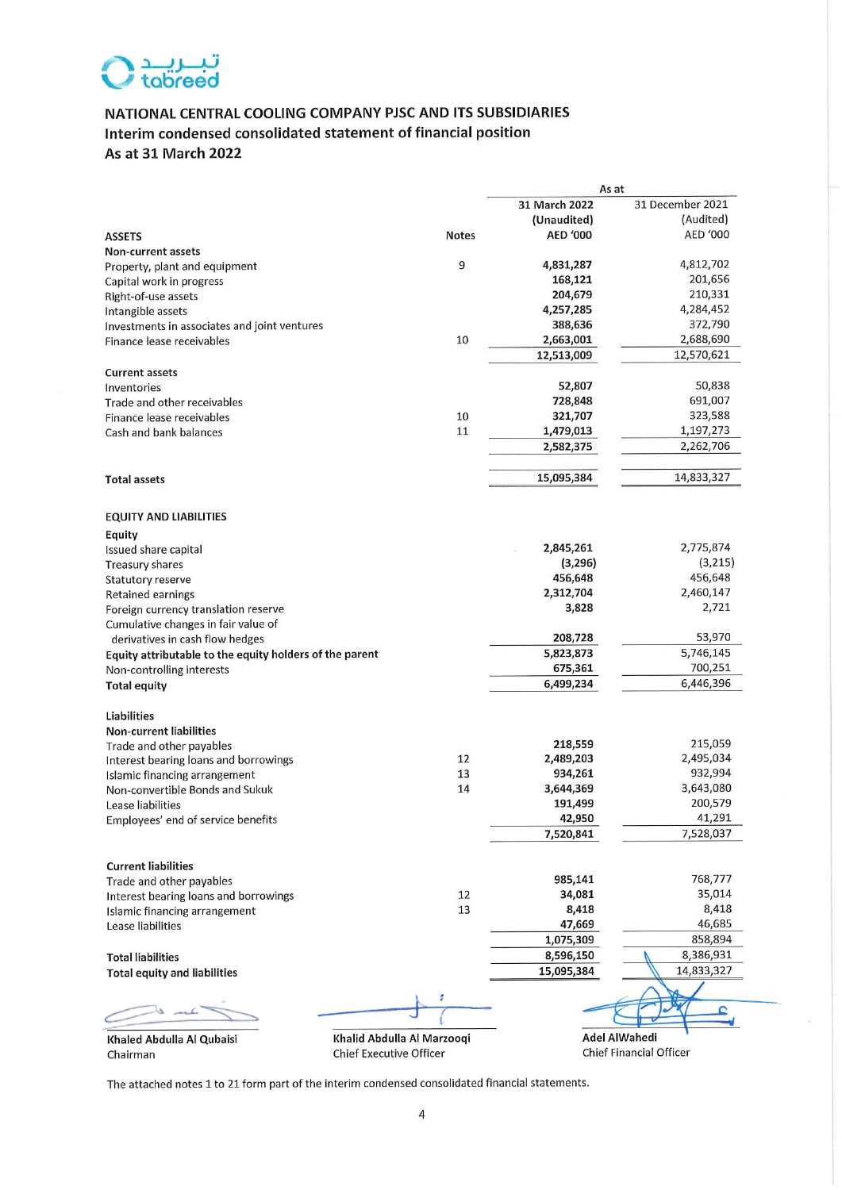# NATIONAL CENTRAL COOLING COMPANY PJSC AND ITS SUBSIDIARIES

## Interim condensed consolidated statement of financial position

### As at 31 March 2022

| | | As at | |
|---|---|---|---|
| | | 31 March 2022 (Unaudited) | 31 December 2021 (Audited) |
| **ASSETS** | **Notes** | **AED '000** | **AED '000** |
| **Non-current assets** | | | |
| Property, plant and equipment | 9 | 4,831,287 | 4,812,702 |
| Capital work in progress | | 168,121 | 201,656 |
| Right-of-use assets | | 204,679 | 210,331 |
| Intangible assets | | 4,257,285 | 4,284,452 |
| Investments in associates and joint ventures | | 388,636 | 372,790 |
| Finance lease receivables | 10 | 2,663,001 | 2,688,690 |
| | | 12,513,009 | 12,570,621 |
| **Current assets** | | | |
| Inventories | | 52,807 | 50,838 |
| Trade and other receivables | | 728,848 | 691,007 |
| Finance lease receivables | 10 | 321,707 | 323,588 |
| Cash and bank balances | 11 | 1,479,013 | 1,197,273 |
| | | 2,582,375 | 2,262,706 |
| **Total assets** | | 15,095,384 | 14,833,327 |
| **EQUITY AND LIABILITIES** | | | |
| **Equity** | | | |
| Issued share capital | | 2,845,261 | 2,775,874 |
| Treasury shares | | (3,296) | (3,215) |
| Statutory reserve | | 456,648 | 456,648 |
| Retained earnings | | 2,312,704 | 2,460,147 |
| Foreign currency translation reserve | | 3,828 | 2,721 |
| Cumulative changes in fair value of derivatives in cash flow hedges | | 208,728 | 53,970 |
| **Equity attributable to the equity holders of the parent** | | 5,823,873 | 5,746,145 |
| Non-controlling interests | | 675,361 | 700,251 |
| **Total equity** | | 6,499,234 | 6,446,396 |
| **Liabilities** | | | |
| **Non-current liabilities** | | | |
| Trade and other payables | | 218,559 | 215,059 |
| Interest bearing loans and borrowings | 12 | 2,489,203 | 2,495,034 |
| Islamic financing arrangement | 13 | 934,261 | 932,994 |
| Non-convertible Bonds and Sukuk | 14 | 3,644,369 | 3,643,080 |
| Lease liabilities | | 191,499 | 200,579 |
| Employees' end of service benefits | | 42,950 | 41,291 |
| | | 7,520,841 | 7,528,037 |
| **Current liabilities** | | | |
| Trade and other payables | | 985,141 | 768,777 |
| Interest bearing loans and borrowings | 12 | 34,081 | 35,014 |
| Islamic financing arrangement | 13 | 8,418 | 8,418 |
| Lease liabilities | | 47,669 | 46,685 |
| | | 1,075,309 | 858,894 |
| **Total liabilities** | | 8,596,150 | 8,386,931 |
| **Total equity and liabilities** | | 15,095,384 | 14,833,327 |

| | | |
|---|---|---|
| **Khaled Abdulla Al Qubaisi** | **Khalid Abdulla Al Marzooqi** | **Adel AlWahedi** |
| Chairman | Chief Executive Officer | Chief Financial Officer |

The attached notes 1 to 21 form part of the interim condensed consolidated financial statements.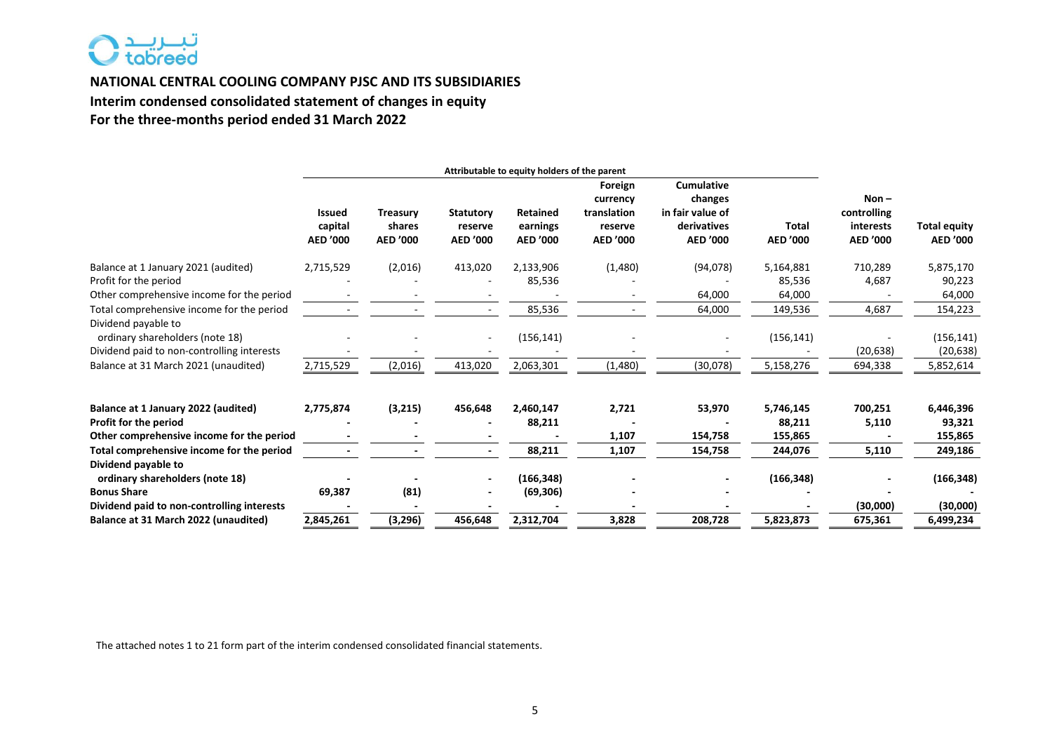# NATIONAL CENTRAL COOLING COMPANY PJSC AND ITS SUBSIDIARIES

## Interim condensed consolidated statement of changes in equity

## For the three-months period ended 31 March 2022

| | Attributable to equity holders of the parent | | | | | | | | |
|---|---|---|---|---|---|---|---|---|---|
| | Issued capital AED '000 | Treasury shares AED '000 | Statutory reserve AED '000 | Retained earnings AED '000 | Foreign currency translation reserve AED '000 | Cumulative changes in fair value of derivatives AED '000 | Total AED '000 | Non – controlling interests AED '000 | Total equity AED '000 |
| Balance at 1 January 2021 (audited) | 2,715,529 | (2,016) | 413,020 | 2,133,906 | (1,480) | (94,078) | 5,164,881 | 710,289 | 5,875,170 |
| Profit for the period | - | - | - | 85,536 | - | - | 85,536 | 4,687 | 90,223 |
| Other comprehensive income for the period | - | - | - | - | - | 64,000 | 64,000 | - | 64,000 |
| Total comprehensive income for the period | - | - | - | 85,536 | - | 64,000 | 149,536 | 4,687 | 154,223 |
| Dividend payable to ordinary shareholders (note 18) | - | - | - | (156,141) | - | - | (156,141) | - | (156,141) |
| Dividend paid to non-controlling interests | - | - | - | - | - | - | - | (20,638) | (20,638) |
| Balance at 31 March 2021 (unaudited) | 2,715,529 | (2,016) | 413,020 | 2,063,301 | (1,480) | (30,078) | 5,158,276 | 694,338 | 5,852,614 |
| | | | | | | | | | |
| **Balance at 1 January 2022 (audited)** | **2,775,874** | **(3,215)** | **456,648** | **2,460,147** | **2,721** | **53,970** | **5,746,145** | **700,251** | **6,446,396** |
| **Profit for the period** | **-** | **-** | **-** | **88,211** | **-** | **-** | **88,211** | **5,110** | **93,321** |
| **Other comprehensive income for the period** | **-** | **-** | **-** | **-** | **1,107** | **154,758** | **155,865** | **-** | **155,865** |
| **Total comprehensive income for the period** | **-** | **-** | **-** | **88,211** | **1,107** | **154,758** | **244,076** | **5,110** | **249,186** |
| **Dividend payable to ordinary shareholders (note 18)** | **-** | **-** | **-** | **(166,348)** | **-** | **-** | **(166,348)** | **-** | **(166,348)** |
| **Bonus Share** | **69,387** | **(81)** | **-** | **(69,306)** | **-** | **-** | **-** | **-** | **-** |
| **Dividend paid to non-controlling interests** | **-** | **-** | **-** | **-** | **-** | **-** | **-** | **(30,000)** | **(30,000)** |
| **Balance at 31 March 2022 (unaudited)** | **2,845,261** | **(3,296)** | **456,648** | **2,312,704** | **3,828** | **208,728** | **5,823,873** | **675,361** | **6,499,234** |

The attached notes 1 to 21 form part of the interim condensed consolidated financial statements.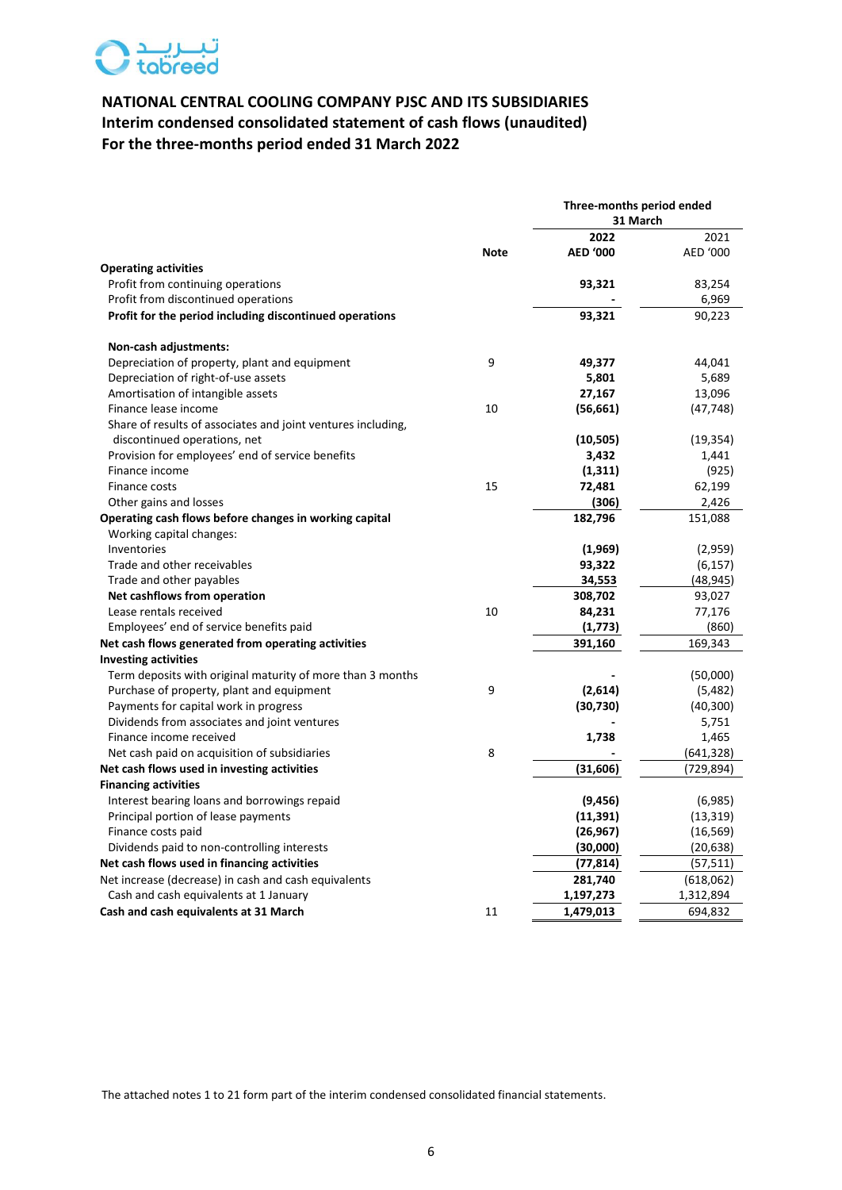# NATIONAL CENTRAL COOLING COMPANY PJSC AND ITS SUBSIDIARIES

## Interim condensed consolidated statement of cash flows (unaudited)

## For the three-months period ended 31 March 2022

| | Note | Three-months period ended 31 March 2022 AED '000 | 2021 AED '000 |
|---|---|---|---|
| **Operating activities** | | | |
| Profit from continuing operations | | **93,321** | 83,254 |
| Profit from discontinued operations | | **-** | 6,969 |
| **Profit for the period including discontinued operations** | | **93,321** | 90,223 |
| **Non-cash adjustments:** | | | |
| Depreciation of property, plant and equipment | 9 | **49,377** | 44,041 |
| Depreciation of right-of-use assets | | **5,801** | 5,689 |
| Amortisation of intangible assets | | **27,167** | 13,096 |
| Finance lease income | 10 | **(56,661)** | (47,748) |
| Share of results of associates and joint ventures including, discontinued operations, net | | **(10,505)** | (19,354) |
| Provision for employees' end of service benefits | | **3,432** | 1,441 |
| Finance income | | **(1,311)** | (925) |
| Finance costs | 15 | **72,481** | 62,199 |
| Other gains and losses | | **(306)** | 2,426 |
| **Operating cash flows before changes in working capital** | | **182,796** | 151,088 |
| Working capital changes: | | | |
| Inventories | | **(1,969)** | (2,959) |
| Trade and other receivables | | **93,322** | (6,157) |
| Trade and other payables | | **34,553** | (48,945) |
| **Net cashflows from operation** | | **308,702** | 93,027 |
| Lease rentals received | 10 | **84,231** | 77,176 |
| Employees' end of service benefits paid | | **(1,773)** | (860) |
| **Net cash flows generated from operating activities** | | **391,160** | 169,343 |
| **Investing activities** | | | |
| Term deposits with original maturity of more than 3 months | | **-** | (50,000) |
| Purchase of property, plant and equipment | 9 | **(2,614)** | (5,482) |
| Payments for capital work in progress | | **(30,730)** | (40,300) |
| Dividends from associates and joint ventures | | **-** | 5,751 |
| Finance income received | | **1,738** | 1,465 |
| Net cash paid on acquisition of subsidiaries | 8 | **-** | (641,328) |
| **Net cash flows used in investing activities** | | **(31,606)** | (729,894) |
| **Financing activities** | | | |
| Interest bearing loans and borrowings repaid | | **(9,456)** | (6,985) |
| Principal portion of lease payments | | **(11,391)** | (13,319) |
| Finance costs paid | | **(26,967)** | (16,569) |
| Dividends paid to non-controlling interests | | **(30,000)** | (20,638) |
| **Net cash flows used in financing activities** | | **(77,814)** | (57,511) |
| Net increase (decrease) in cash and cash equivalents | | **281,740** | (618,062) |
| Cash and cash equivalents at 1 January | | **1,197,273** | 1,312,894 |
| **Cash and cash equivalents at 31 March** | 11 | **1,479,013** | 694,832 |

The attached notes 1 to 21 form part of the interim condensed consolidated financial statements.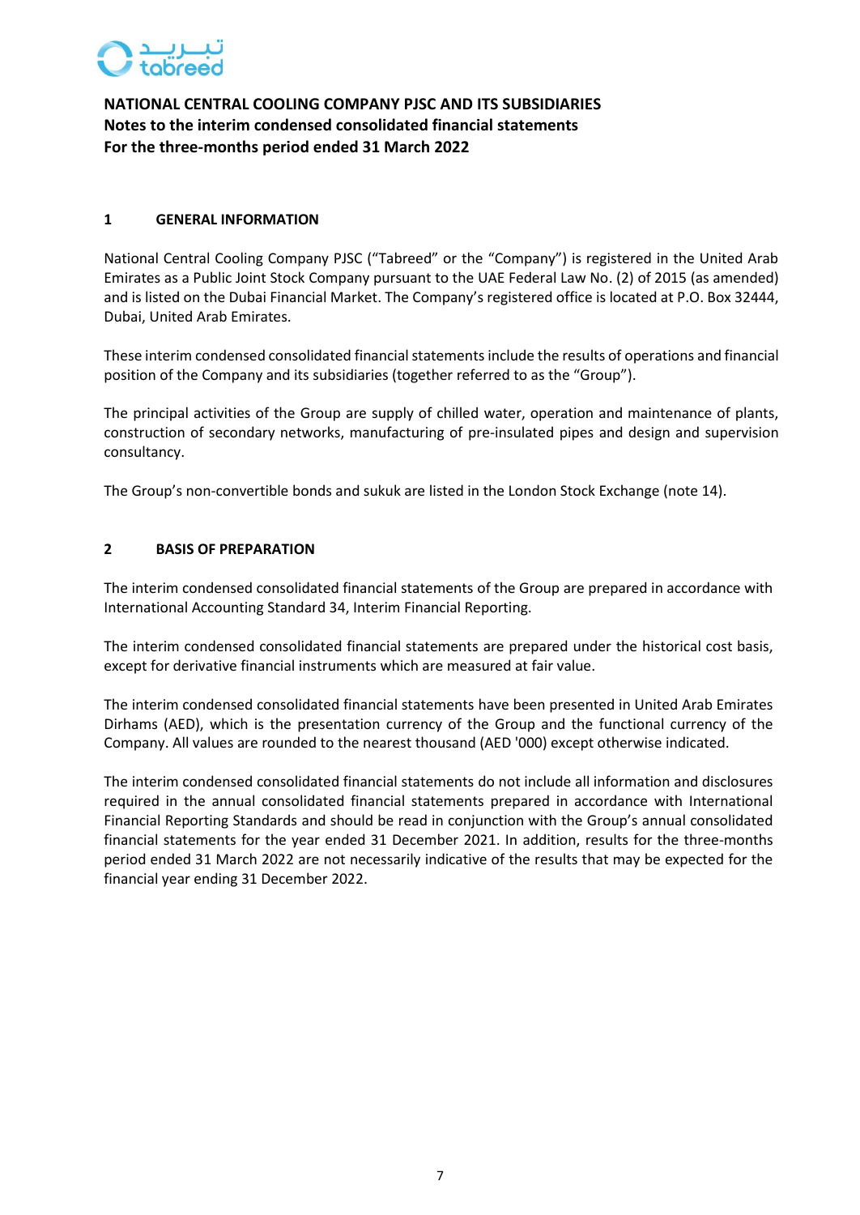**NATIONAL CENTRAL COOLING COMPANY PJSC AND ITS SUBSIDIARIES**
**Notes to the interim condensed consolidated financial statements**
**For the three-months period ended 31 March 2022**

## 1 GENERAL INFORMATION

National Central Cooling Company PJSC ("Tabreed" or the "Company") is registered in the United Arab Emirates as a Public Joint Stock Company pursuant to the UAE Federal Law No. (2) of 2015 (as amended) and is listed on the Dubai Financial Market. The Company's registered office is located at P.O. Box 32444, Dubai, United Arab Emirates.

These interim condensed consolidated financial statements include the results of operations and financial position of the Company and its subsidiaries (together referred to as the "Group").

The principal activities of the Group are supply of chilled water, operation and maintenance of plants, construction of secondary networks, manufacturing of pre-insulated pipes and design and supervision consultancy.

The Group's non-convertible bonds and sukuk are listed in the London Stock Exchange (note 14).

## 2 BASIS OF PREPARATION

The interim condensed consolidated financial statements of the Group are prepared in accordance with International Accounting Standard 34, Interim Financial Reporting.

The interim condensed consolidated financial statements are prepared under the historical cost basis, except for derivative financial instruments which are measured at fair value.

The interim condensed consolidated financial statements have been presented in United Arab Emirates Dirhams (AED), which is the presentation currency of the Group and the functional currency of the Company. All values are rounded to the nearest thousand (AED '000) except otherwise indicated.

The interim condensed consolidated financial statements do not include all information and disclosures required in the annual consolidated financial statements prepared in accordance with International Financial Reporting Standards and should be read in conjunction with the Group's annual consolidated financial statements for the year ended 31 December 2021. In addition, results for the three-months period ended 31 March 2022 are not necessarily indicative of the results that may be expected for the financial year ending 31 December 2022.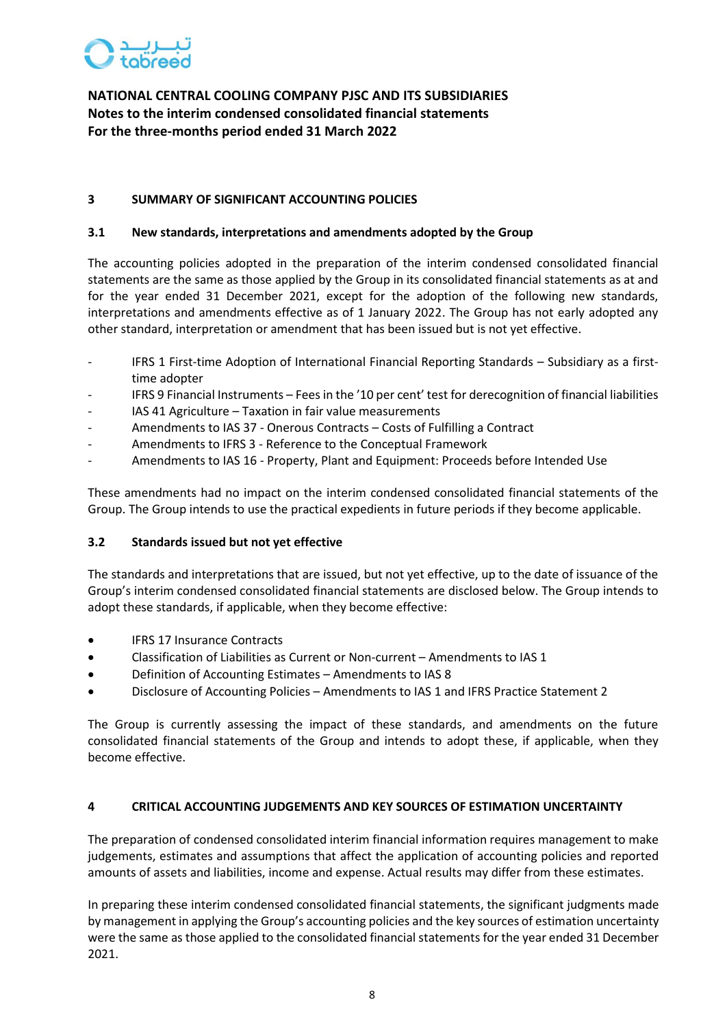**NATIONAL CENTRAL COOLING COMPANY PJSC AND ITS SUBSIDIARIES**
**Notes to the interim condensed consolidated financial statements**
**For the three-months period ended 31 March 2022**

## 3 SUMMARY OF SIGNIFICANT ACCOUNTING POLICIES

### 3.1 New standards, interpretations and amendments adopted by the Group

The accounting policies adopted in the preparation of the interim condensed consolidated financial statements are the same as those applied by the Group in its consolidated financial statements as at and for the year ended 31 December 2021, except for the adoption of the following new standards, interpretations and amendments effective as of 1 January 2022. The Group has not early adopted any other standard, interpretation or amendment that has been issued but is not yet effective.

- IFRS 1 First-time Adoption of International Financial Reporting Standards – Subsidiary as a first-time adopter
- IFRS 9 Financial Instruments – Fees in the '10 per cent' test for derecognition of financial liabilities
- IAS 41 Agriculture – Taxation in fair value measurements
- Amendments to IAS 37 - Onerous Contracts – Costs of Fulfilling a Contract
- Amendments to IFRS 3 - Reference to the Conceptual Framework
- Amendments to IAS 16 - Property, Plant and Equipment: Proceeds before Intended Use

These amendments had no impact on the interim condensed consolidated financial statements of the Group. The Group intends to use the practical expedients in future periods if they become applicable.

### 3.2 Standards issued but not yet effective

The standards and interpretations that are issued, but not yet effective, up to the date of issuance of the Group's interim condensed consolidated financial statements are disclosed below. The Group intends to adopt these standards, if applicable, when they become effective:

- IFRS 17 Insurance Contracts
- Classification of Liabilities as Current or Non-current – Amendments to IAS 1
- Definition of Accounting Estimates – Amendments to IAS 8
- Disclosure of Accounting Policies – Amendments to IAS 1 and IFRS Practice Statement 2

The Group is currently assessing the impact of these standards, and amendments on the future consolidated financial statements of the Group and intends to adopt these, if applicable, when they become effective.

## 4 CRITICAL ACCOUNTING JUDGEMENTS AND KEY SOURCES OF ESTIMATION UNCERTAINTY

The preparation of condensed consolidated interim financial information requires management to make judgements, estimates and assumptions that affect the application of accounting policies and reported amounts of assets and liabilities, income and expense. Actual results may differ from these estimates.

In preparing these interim condensed consolidated financial statements, the significant judgments made by management in applying the Group's accounting policies and the key sources of estimation uncertainty were the same as those applied to the consolidated financial statements for the year ended 31 December 2021.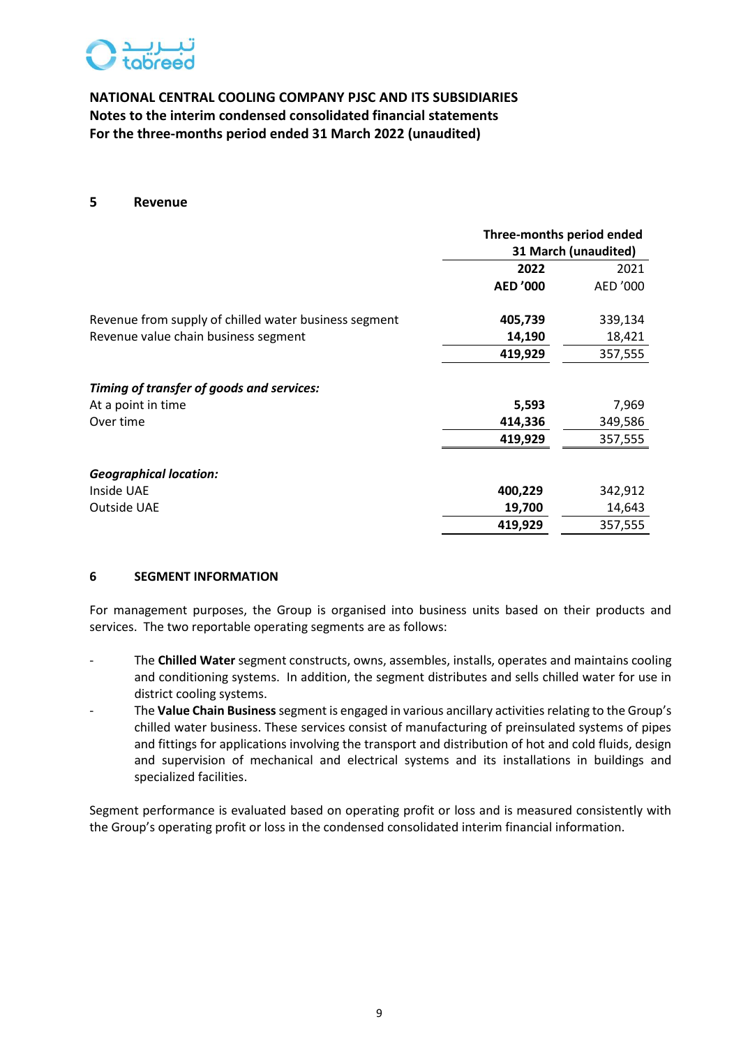**NATIONAL CENTRAL COOLING COMPANY PJSC AND ITS SUBSIDIARIES**
**Notes to the interim condensed consolidated financial statements**
**For the three-months period ended 31 March 2022 (unaudited)**

## 5 Revenue

| | Three-months period ended 31 March (unaudited) | |
|---|---|---|
| | **2022** | 2021 |
| | **AED '000** | AED '000 |
| Revenue from supply of chilled water business segment | **405,739** | 339,134 |
| Revenue value chain business segment | **14,190** | 18,421 |
| | **419,929** | 357,555 |
| ***Timing of transfer of goods and services:*** | | |
| At a point in time | **5,593** | 7,969 |
| Over time | **414,336** | 349,586 |
| | **419,929** | 357,555 |
| ***Geographical location:*** | | |
| Inside UAE | **400,229** | 342,912 |
| Outside UAE | **19,700** | 14,643 |
| | **419,929** | 357,555 |

## 6 SEGMENT INFORMATION

For management purposes, the Group is organised into business units based on their products and services. The two reportable operating segments are as follows:

- The **Chilled Water** segment constructs, owns, assembles, installs, operates and maintains cooling and conditioning systems. In addition, the segment distributes and sells chilled water for use in district cooling systems.
- The **Value Chain Business** segment is engaged in various ancillary activities relating to the Group's chilled water business. These services consist of manufacturing of preinsulated systems of pipes and fittings for applications involving the transport and distribution of hot and cold fluids, design and supervision of mechanical and electrical systems and its installations in buildings and specialized facilities.

Segment performance is evaluated based on operating profit or loss and is measured consistently with the Group's operating profit or loss in the condensed consolidated interim financial information.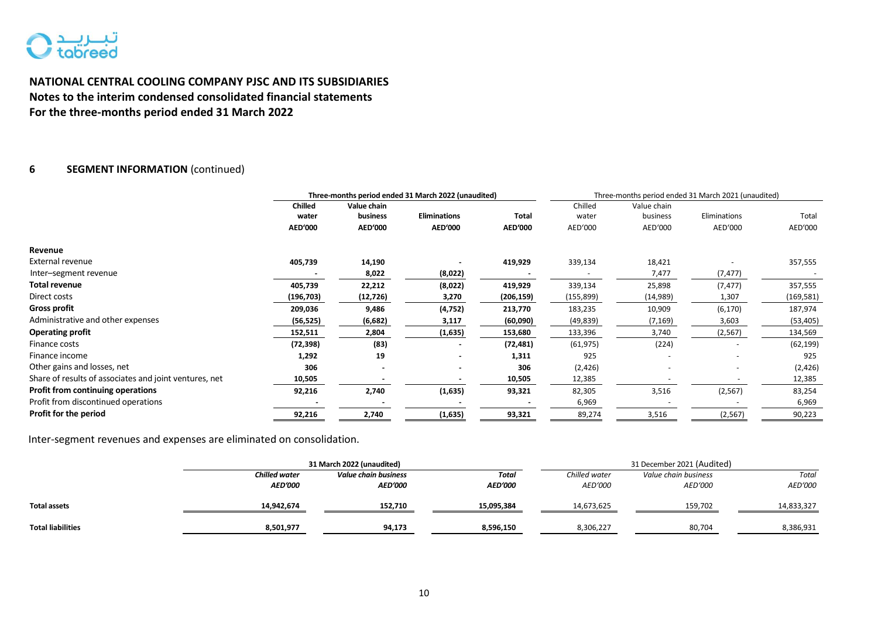**NATIONAL CENTRAL COOLING COMPANY PJSC AND ITS SUBSIDIARIES**
**Notes to the interim condensed consolidated financial statements**
**For the three-months period ended 31 March 2022**

## 6 SEGMENT INFORMATION (continued)

| | **Three-months period ended 31 March 2022 (unaudited)** | | | | Three-months period ended 31 March 2021 (unaudited) | | | |
|---|---|---|---|---|---|---|---|---|
| | **Chilled water** | **Value chain business** | **Eliminations** | **Total** | Chilled water | Value chain business | Eliminations | Total |
| | **AED'000** | **AED'000** | **AED'000** | **AED'000** | AED'000 | AED'000 | AED'000 | AED'000 |
| **Revenue** | | | | | | | | |
| External revenue | **405,739** | **14,190** | **-** | **419,929** | 339,134 | 18,421 | - | 357,555 |
| Inter–segment revenue | **-** | **8,022** | **(8,022)** | **-** | - | 7,477 | (7,477) | - |
| **Total revenue** | **405,739** | **22,212** | **(8,022)** | **419,929** | 339,134 | 25,898 | (7,477) | 357,555 |
| Direct costs | **(196,703)** | **(12,726)** | **3,270** | **(206,159)** | (155,899) | (14,989) | 1,307 | (169,581) |
| **Gross profit** | **209,036** | **9,486** | **(4,752)** | **213,770** | 183,235 | 10,909 | (6,170) | 187,974 |
| Administrative and other expenses | **(56,525)** | **(6,682)** | **3,117** | **(60,090)** | (49,839) | (7,169) | 3,603 | (53,405) |
| **Operating profit** | **152,511** | **2,804** | **(1,635)** | **153,680** | 133,396 | 3,740 | (2,567) | 134,569 |
| Finance costs | **(72,398)** | **(83)** | **-** | **(72,481)** | (61,975) | (224) | - | (62,199) |
| Finance income | **1,292** | **19** | **-** | **1,311** | 925 | - | - | 925 |
| Other gains and losses, net | **306** | **-** | **-** | **306** | (2,426) | - | - | (2,426) |
| Share of results of associates and joint ventures, net | **10,505** | **-** | **-** | **10,505** | 12,385 | - | - | 12,385 |
| **Profit from continuing operations** | **92,216** | **2,740** | **(1,635)** | **93,321** | 82,305 | 3,516 | (2,567) | 83,254 |
| Profit from discontinued operations | **-** | **-** | **-** | **-** | 6,969 | - | - | 6,969 |
| **Profit for the period** | **92,216** | **2,740** | **(1,635)** | **93,321** | 89,274 | 3,516 | (2,567) | 90,223 |

Inter-segment revenues and expenses are eliminated on consolidation.

| | **31 March 2022 (unaudited)** | | | 31 December 2021 (Audited) | | |
|---|---|---|---|---|---|---|
| | ***Chilled water*** | ***Value chain business*** | ***Total*** | *Chilled water* | *Value chain business* | *Total* |
| | ***AED'000*** | ***AED'000*** | ***AED'000*** | *AED'000* | *AED'000* | *AED'000* |
| **Total assets** | **14,942,674** | **152,710** | **15,095,384** | 14,673,625 | 159,702 | 14,833,327 |
| **Total liabilities** | **8,501,977** | **94,173** | **8,596,150** | 8,306,227 | 80,704 | 8,386,931 |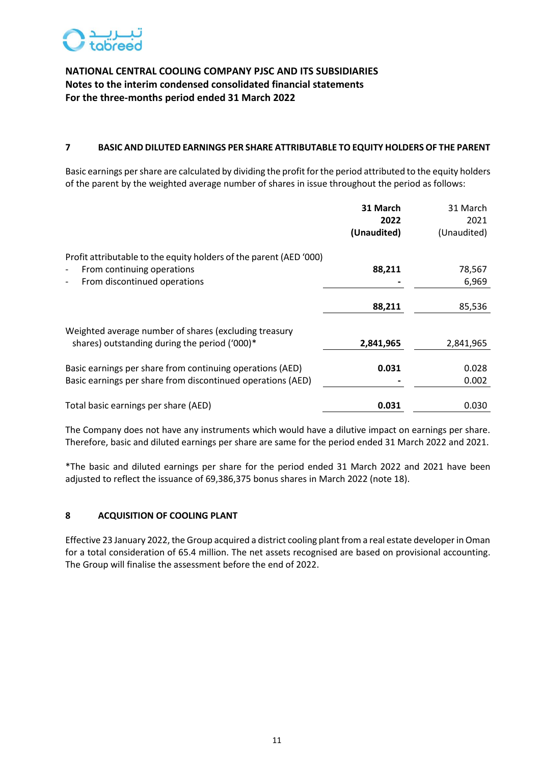**NATIONAL CENTRAL COOLING COMPANY PJSC AND ITS SUBSIDIARIES**
**Notes to the interim condensed consolidated financial statements**
**For the three-months period ended 31 March 2022**

## 7 BASIC AND DILUTED EARNINGS PER SHARE ATTRIBUTABLE TO EQUITY HOLDERS OF THE PARENT

Basic earnings per share are calculated by dividing the profit for the period attributed to the equity holders of the parent by the weighted average number of shares in issue throughout the period as follows:

| | **31 March 2022 (Unaudited)** | 31 March 2021 (Unaudited) |
|---|---|---|
| Profit attributable to the equity holders of the parent (AED '000) | | |
| - From continuing operations | **88,211** | 78,567 |
| - From discontinued operations | **-** | 6,969 |
| | **88,211** | 85,536 |
| Weighted average number of shares (excluding treasury shares) outstanding during the period ('000)* | **2,841,965** | 2,841,965 |
| Basic earnings per share from continuing operations (AED) | **0.031** | 0.028 |
| Basic earnings per share from discontinued operations (AED) | **-** | 0.002 |
| Total basic earnings per share (AED) | **0.031** | 0.030 |

The Company does not have any instruments which would have a dilutive impact on earnings per share. Therefore, basic and diluted earnings per share are same for the period ended 31 March 2022 and 2021.

*The basic and diluted earnings per share for the period ended 31 March 2022 and 2021 have been adjusted to reflect the issuance of 69,386,375 bonus shares in March 2022 (note 18).

## 8 ACQUISITION OF COOLING PLANT

Effective 23 January 2022, the Group acquired a district cooling plant from a real estate developer in Oman for a total consideration of 65.4 million. The net assets recognised are based on provisional accounting. The Group will finalise the assessment before the end of 2022.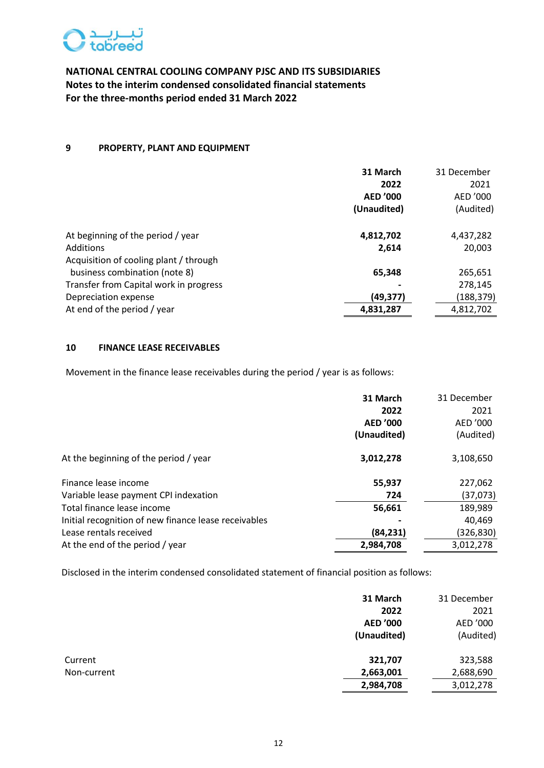**NATIONAL CENTRAL COOLING COMPANY PJSC AND ITS SUBSIDIARIES**
**Notes to the interim condensed consolidated financial statements**
**For the three-months period ended 31 March 2022**

## 9 PROPERTY, PLANT AND EQUIPMENT

| | **31 March 2022 AED '000 (Unaudited)** | 31 December 2021 AED '000 (Audited) |
|---|---|---|
| At beginning of the period / year | **4,812,702** | 4,437,282 |
| Additions | **2,614** | 20,003 |
| Acquisition of cooling plant / through business combination (note 8) | **65,348** | 265,651 |
| Transfer from Capital work in progress | **-** | 278,145 |
| Depreciation expense | **(49,377)** | (188,379) |
| At end of the period / year | **4,831,287** | 4,812,702 |

## 10 FINANCE LEASE RECEIVABLES

Movement in the finance lease receivables during the period / year is as follows:

| | **31 March 2022 AED '000 (Unaudited)** | 31 December 2021 AED '000 (Audited) |
|---|---|---|
| At the beginning of the period / year | **3,012,278** | 3,108,650 |
| Finance lease income | **55,937** | 227,062 |
| Variable lease payment CPI indexation | **724** | (37,073) |
| Total finance lease income | **56,661** | 189,989 |
| Initial recognition of new finance lease receivables | **-** | 40,469 |
| Lease rentals received | **(84,231)** | (326,830) |
| At the end of the period / year | **2,984,708** | 3,012,278 |

Disclosed in the interim condensed consolidated statement of financial position as follows:

| | **31 March 2022 AED '000 (Unaudited)** | 31 December 2021 AED '000 (Audited) |
|---|---|---|
| Current | **321,707** | 323,588 |
| Non-current | **2,663,001** | 2,688,690 |
| | **2,984,708** | 3,012,278 |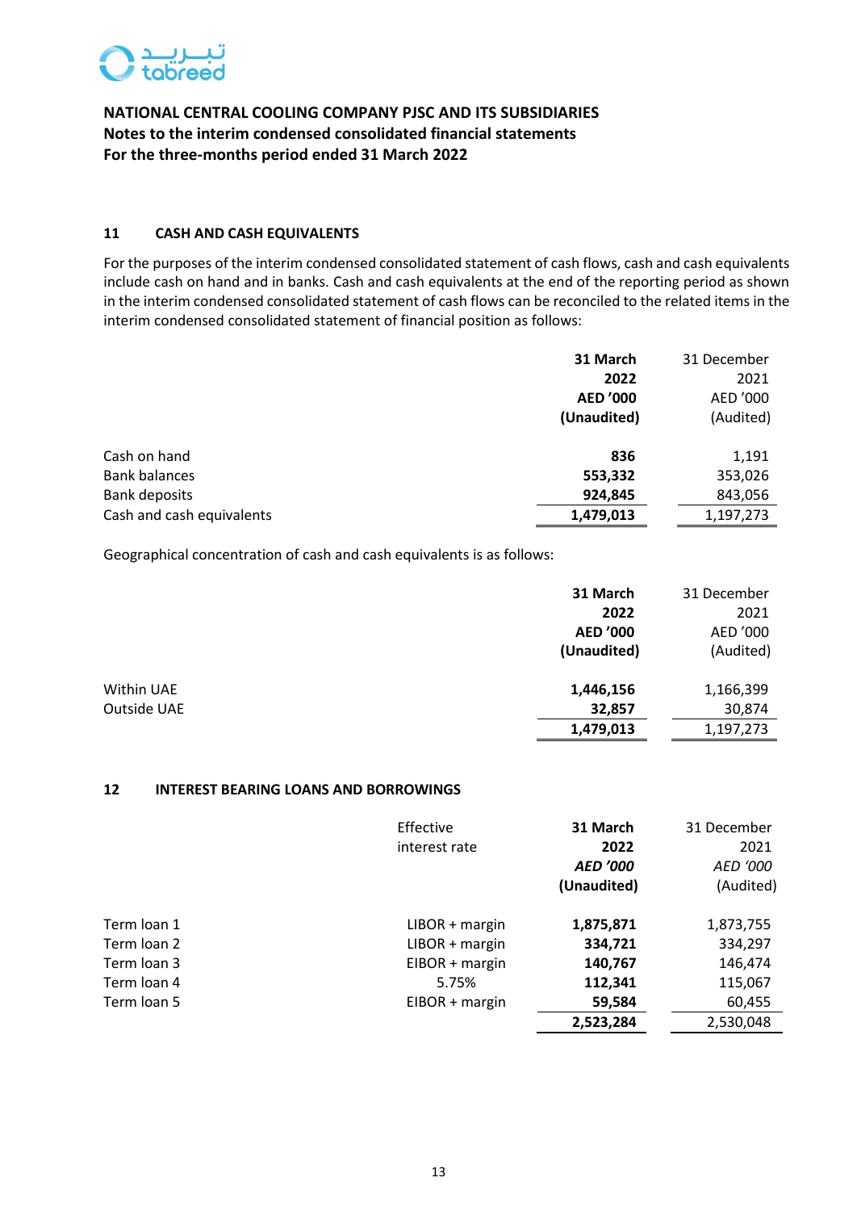**NATIONAL CENTRAL COOLING COMPANY PJSC AND ITS SUBSIDIARIES**
**Notes to the interim condensed consolidated financial statements**
**For the three-months period ended 31 March 2022**

## 11 CASH AND CASH EQUIVALENTS

For the purposes of the interim condensed consolidated statement of cash flows, cash and cash equivalents include cash on hand and in banks. Cash and cash equivalents at the end of the reporting period as shown in the interim condensed consolidated statement of cash flows can be reconciled to the related items in the interim condensed consolidated statement of financial position as follows:

| | **31 March 2022 AED '000 (Unaudited)** | 31 December 2021 AED '000 (Audited) |
|---|---|---|
| Cash on hand | **836** | 1,191 |
| Bank balances | **553,332** | 353,026 |
| Bank deposits | **924,845** | 843,056 |
| Cash and cash equivalents | **1,479,013** | 1,197,273 |

Geographical concentration of cash and cash equivalents is as follows:

| | **31 March 2022 AED '000 (Unaudited)** | 31 December 2021 AED '000 (Audited) |
|---|---|---|
| Within UAE | **1,446,156** | 1,166,399 |
| Outside UAE | **32,857** | 30,874 |
| | **1,479,013** | 1,197,273 |

## 12 INTEREST BEARING LOANS AND BORROWINGS

| | Effective interest rate | **31 March 2022 *AED '000* (Unaudited)** | 31 December 2021 *AED '000* (Audited) |
|---|---|---|---|
| Term loan 1 | LIBOR + margin | **1,875,871** | 1,873,755 |
| Term loan 2 | LIBOR + margin | **334,721** | 334,297 |
| Term loan 3 | EIBOR + margin | **140,767** | 146,474 |
| Term loan 4 | 5.75% | **112,341** | 115,067 |
| Term loan 5 | EIBOR + margin | **59,584** | 60,455 |
| | | **2,523,284** | 2,530,048 |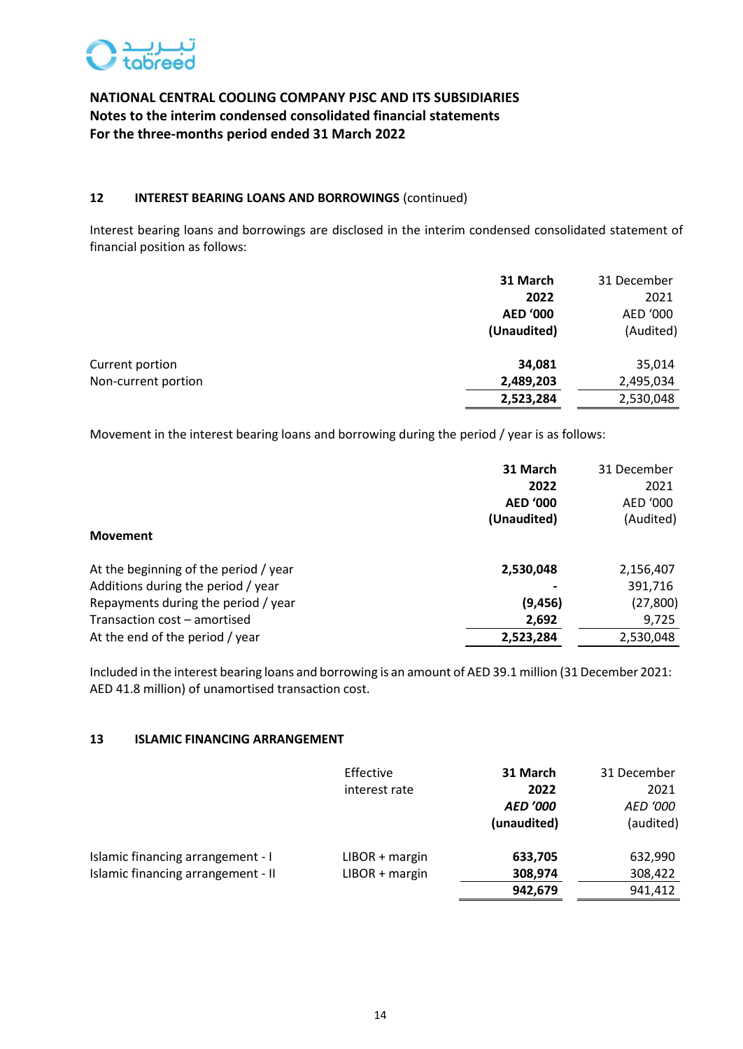**NATIONAL CENTRAL COOLING COMPANY PJSC AND ITS SUBSIDIARIES**
**Notes to the interim condensed consolidated financial statements**
**For the three-months period ended 31 March 2022**

## 12 INTEREST BEARING LOANS AND BORROWINGS (continued)

Interest bearing loans and borrowings are disclosed in the interim condensed consolidated statement of financial position as follows:

| | **31 March 2022 AED '000 (Unaudited)** | 31 December 2021 AED '000 (Audited) |
|---|---|---|
| Current portion | **34,081** | 35,014 |
| Non-current portion | **2,489,203** | 2,495,034 |
| | **2,523,284** | 2,530,048 |

Movement in the interest bearing loans and borrowing during the period / year is as follows:

| **Movement** | **31 March 2022 AED '000 (Unaudited)** | 31 December 2021 AED '000 (Audited) |
|---|---|---|
| At the beginning of the period / year | **2,530,048** | 2,156,407 |
| Additions during the period / year | **-** | 391,716 |
| Repayments during the period / year | **(9,456)** | (27,800) |
| Transaction cost – amortised | **2,692** | 9,725 |
| At the end of the period / year | **2,523,284** | 2,530,048 |

Included in the interest bearing loans and borrowing is an amount of AED 39.1 million (31 December 2021: AED 41.8 million) of unamortised transaction cost.

## 13 ISLAMIC FINANCING ARRANGEMENT

| | Effective interest rate | **31 March 2022** ***AED '000*** **(unaudited)** | 31 December 2021 *AED '000* (audited) |
|---|---|---|---|
| Islamic financing arrangement - I | LIBOR + margin | **633,705** | 632,990 |
| Islamic financing arrangement - II | LIBOR + margin | **308,974** | 308,422 |
| | | **942,679** | 941,412 |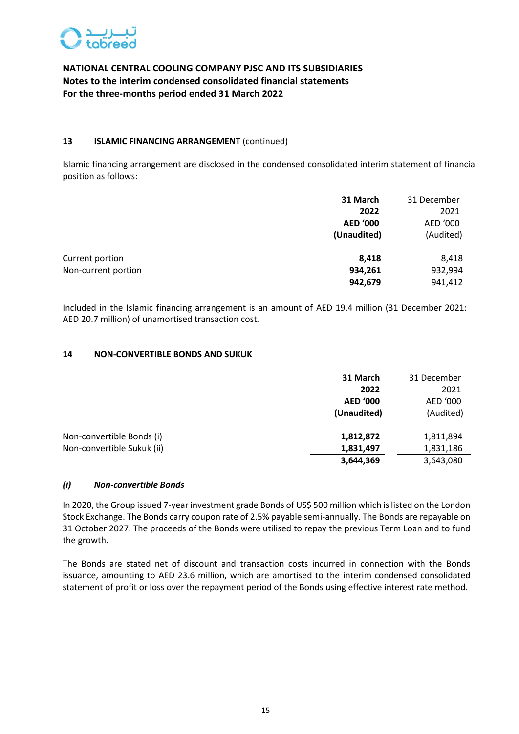**NATIONAL CENTRAL COOLING COMPANY PJSC AND ITS SUBSIDIARIES**
**Notes to the interim condensed consolidated financial statements**
**For the three-months period ended 31 March 2022**

## 13 ISLAMIC FINANCING ARRANGEMENT (continued)

Islamic financing arrangement are disclosed in the condensed consolidated interim statement of financial position as follows:

| | **31 March 2022 AED '000 (Unaudited)** | 31 December 2021 AED '000 (Audited) |
|---|---|---|
| Current portion | **8,418** | 8,418 |
| Non-current portion | **934,261** | 932,994 |
| | **942,679** | 941,412 |

Included in the Islamic financing arrangement is an amount of AED 19.4 million (31 December 2021: AED 20.7 million) of unamortised transaction cost.

## 14 NON-CONVERTIBLE BONDS AND SUKUK

| | **31 March 2022 AED '000 (Unaudited)** | 31 December 2021 AED '000 (Audited) |
|---|---|---|
| Non-convertible Bonds (i) | **1,812,872** | 1,811,894 |
| Non-convertible Sukuk (ii) | **1,831,497** | 1,831,186 |
| | **3,644,369** | 3,643,080 |

### *(i) Non-convertible Bonds*

In 2020, the Group issued 7-year investment grade Bonds of US$ 500 million which is listed on the London Stock Exchange. The Bonds carry coupon rate of 2.5% payable semi-annually. The Bonds are repayable on 31 October 2027. The proceeds of the Bonds were utilised to repay the previous Term Loan and to fund the growth.

The Bonds are stated net of discount and transaction costs incurred in connection with the Bonds issuance, amounting to AED 23.6 million, which are amortised to the interim condensed consolidated statement of profit or loss over the repayment period of the Bonds using effective interest rate method.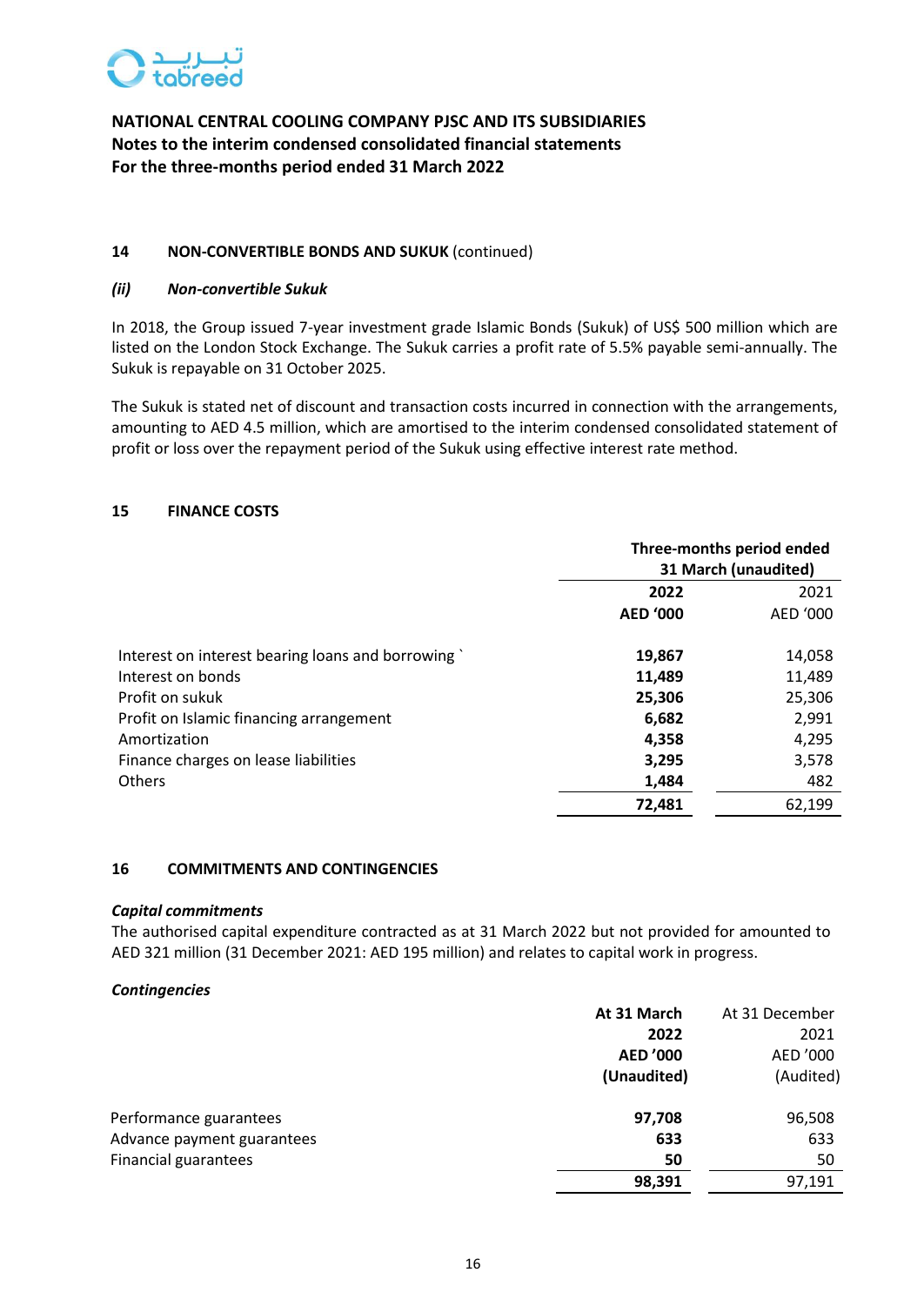**NATIONAL CENTRAL COOLING COMPANY PJSC AND ITS SUBSIDIARIES**
**Notes to the interim condensed consolidated financial statements**
**For the three-months period ended 31 March 2022**

## 14 NON-CONVERTIBLE BONDS AND SUKUK (continued)

### *(ii) Non-convertible Sukuk*

In 2018, the Group issued 7-year investment grade Islamic Bonds (Sukuk) of US$ 500 million which are listed on the London Stock Exchange. The Sukuk carries a profit rate of 5.5% payable semi-annually. The Sukuk is repayable on 31 October 2025.

The Sukuk is stated net of discount and transaction costs incurred in connection with the arrangements, amounting to AED 4.5 million, which are amortised to the interim condensed consolidated statement of profit or loss over the repayment period of the Sukuk using effective interest rate method.

## 15 FINANCE COSTS

| | Three-months period ended 31 March (unaudited) | |
|---|---|---|
| | **2022** | 2021 |
| | **AED '000** | AED '000 |
| Interest on interest bearing loans and borrowing ` | **19,867** | 14,058 |
| Interest on bonds | **11,489** | 11,489 |
| Profit on sukuk | **25,306** | 25,306 |
| Profit on Islamic financing arrangement | **6,682** | 2,991 |
| Amortization | **4,358** | 4,295 |
| Finance charges on lease liabilities | **3,295** | 3,578 |
| Others | **1,484** | 482 |
| | **72,481** | 62,199 |

## 16 COMMITMENTS AND CONTINGENCIES

***Capital commitments***

The authorised capital expenditure contracted as at 31 March 2022 but not provided for amounted to AED 321 million (31 December 2021: AED 195 million) and relates to capital work in progress.

***Contingencies***

| | **At 31 March 2022 AED '000 (Unaudited)** | At 31 December 2021 AED '000 (Audited) |
|---|---|---|
| Performance guarantees | **97,708** | 96,508 |
| Advance payment guarantees | **633** | 633 |
| Financial guarantees | **50** | 50 |
| | **98,391** | 97,191 |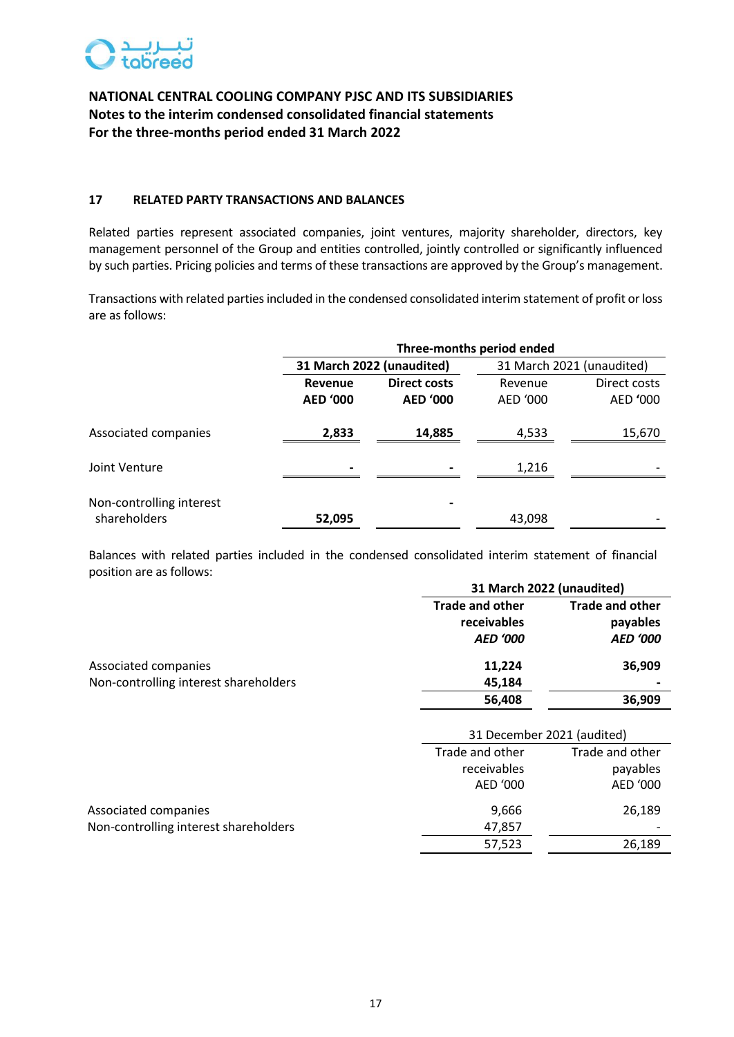**NATIONAL CENTRAL COOLING COMPANY PJSC AND ITS SUBSIDIARIES**
**Notes to the interim condensed consolidated financial statements**
**For the three-months period ended 31 March 2022**

## 17 RELATED PARTY TRANSACTIONS AND BALANCES

Related parties represent associated companies, joint ventures, majority shareholder, directors, key management personnel of the Group and entities controlled, jointly controlled or significantly influenced by such parties. Pricing policies and terms of these transactions are approved by the Group's management.

Transactions with related parties included in the condensed consolidated interim statement of profit or loss are as follows:

| | **Three-months period ended** | | | |
|---|---|---|---|---|
| | **31 March 2022 (unaudited)** | | 31 March 2021 (unaudited) | |
| | **Revenue AED '000** | **Direct costs AED '000** | Revenue AED '000 | Direct costs AED '000 |
| Associated companies | **2,833** | **14,885** | 4,533 | 15,670 |
| Joint Venture | **-** | **-** | 1,216 | - |
| Non-controlling interest shareholders | **52,095** | **-** | 43,098 | - |

Balances with related parties included in the condensed consolidated interim statement of financial position are as follows:

| | **31 March 2022 (unaudited)** | |
|---|---|---|
| | **Trade and other receivables** *AED '000* | **Trade and other payables** *AED '000* |
| Associated companies | **11,224** | **36,909** |
| Non-controlling interest shareholders | **45,184** | **-** |
| | **56,408** | **36,909** |

| | 31 December 2021 (audited) | |
|---|---|---|
| | Trade and other receivables AED '000 | Trade and other payables AED '000 |
| Associated companies | 9,666 | 26,189 |
| Non-controlling interest shareholders | 47,857 | - |
| | 57,523 | 26,189 |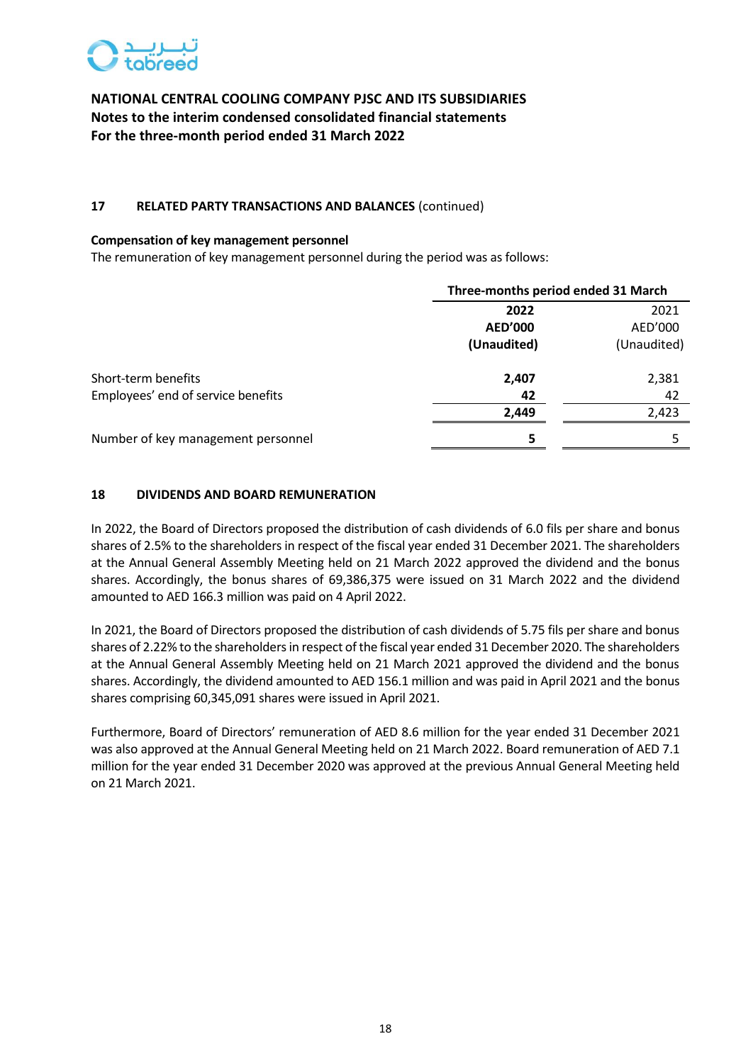**NATIONAL CENTRAL COOLING COMPANY PJSC AND ITS SUBSIDIARIES**
**Notes to the interim condensed consolidated financial statements**
**For the three-month period ended 31 March 2022**

## 17 RELATED PARTY TRANSACTIONS AND BALANCES (continued)

**Compensation of key management personnel**

The remuneration of key management personnel during the period was as follows:

| | Three-months period ended 31 March | |
|---|---|---|
| | **2022** | 2021 |
| | **AED'000** | AED'000 |
| | **(Unaudited)** | (Unaudited) |
| Short-term benefits | **2,407** | 2,381 |
| Employees' end of service benefits | **42** | 42 |
| | **2,449** | 2,423 |
| Number of key management personnel | **5** | 5 |

## 18 DIVIDENDS AND BOARD REMUNERATION

In 2022, the Board of Directors proposed the distribution of cash dividends of 6.0 fils per share and bonus shares of 2.5% to the shareholders in respect of the fiscal year ended 31 December 2021. The shareholders at the Annual General Assembly Meeting held on 21 March 2022 approved the dividend and the bonus shares. Accordingly, the bonus shares of 69,386,375 were issued on 31 March 2022 and the dividend amounted to AED 166.3 million was paid on 4 April 2022.

In 2021, the Board of Directors proposed the distribution of cash dividends of 5.75 fils per share and bonus shares of 2.22% to the shareholders in respect of the fiscal year ended 31 December 2020. The shareholders at the Annual General Assembly Meeting held on 21 March 2021 approved the dividend and the bonus shares. Accordingly, the dividend amounted to AED 156.1 million and was paid in April 2021 and the bonus shares comprising 60,345,091 shares were issued in April 2021.

Furthermore, Board of Directors' remuneration of AED 8.6 million for the year ended 31 December 2021 was also approved at the Annual General Meeting held on 21 March 2022. Board remuneration of AED 7.1 million for the year ended 31 December 2020 was approved at the previous Annual General Meeting held on 21 March 2021.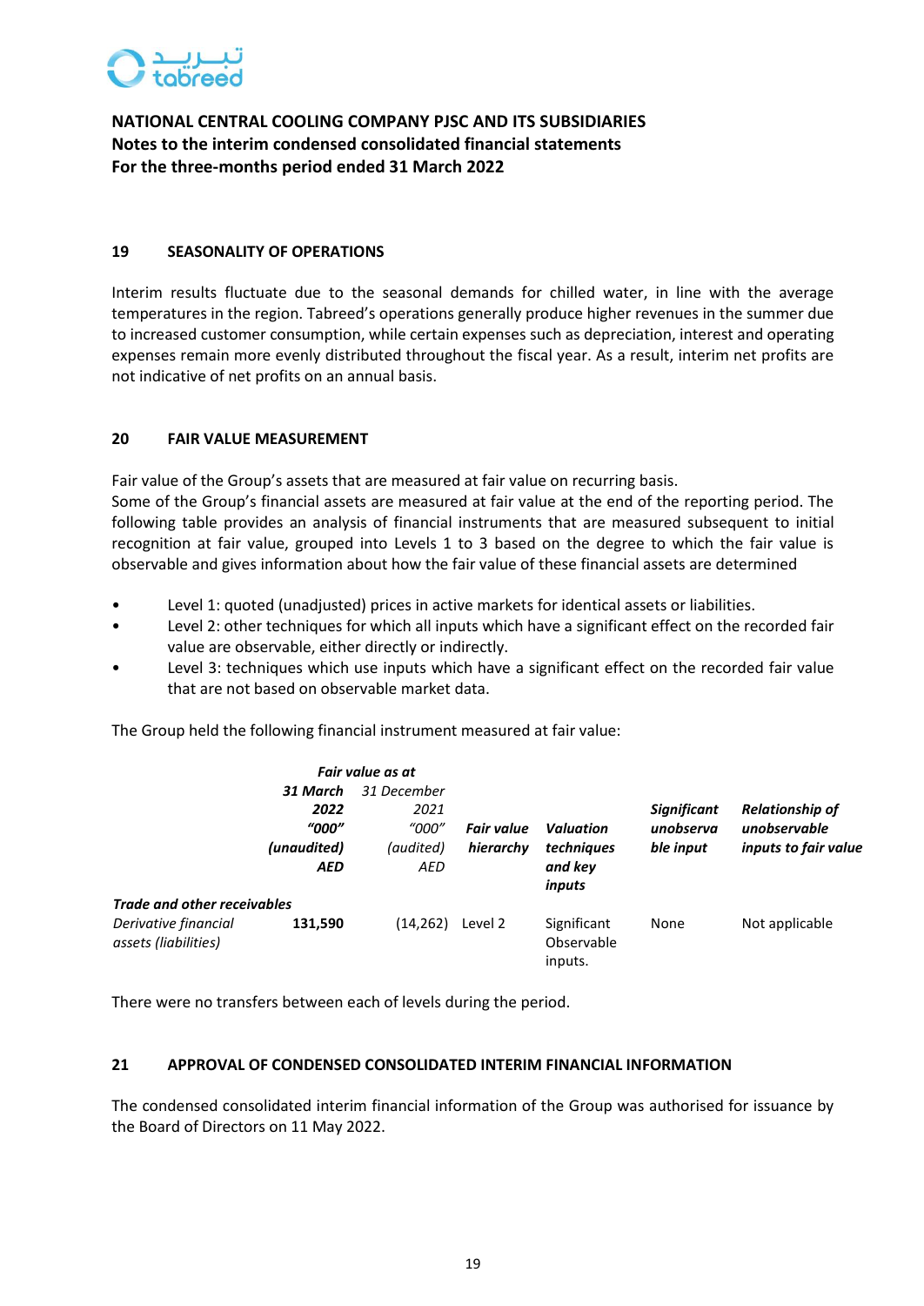# NATIONAL CENTRAL COOLING COMPANY PJSC AND ITS SUBSIDIARIES
**Notes to the interim condensed consolidated financial statements**
**For the three-months period ended 31 March 2022**

## 19 SEASONALITY OF OPERATIONS

Interim results fluctuate due to the seasonal demands for chilled water, in line with the average temperatures in the region. Tabreed's operations generally produce higher revenues in the summer due to increased customer consumption, while certain expenses such as depreciation, interest and operating expenses remain more evenly distributed throughout the fiscal year. As a result, interim net profits are not indicative of net profits on an annual basis.

## 20 FAIR VALUE MEASUREMENT

Fair value of the Group's assets that are measured at fair value on recurring basis.
Some of the Group's financial assets are measured at fair value at the end of the reporting period. The following table provides an analysis of financial instruments that are measured subsequent to initial recognition at fair value, grouped into Levels 1 to 3 based on the degree to which the fair value is observable and gives information about how the fair value of these financial assets are determined

- Level 1: quoted (unadjusted) prices in active markets for identical assets or liabilities.
- Level 2: other techniques for which all inputs which have a significant effect on the recorded fair value are observable, either directly or indirectly.
- Level 3: techniques which use inputs which have a significant effect on the recorded fair value that are not based on observable market data.

The Group held the following financial instrument measured at fair value:

| | *Fair value as at* | | | | | |
|---|---|---|---|---|---|---|
| | ***31 March 2022 "000" (unaudited) AED*** | *31 December 2021 "000" (audited) AED* | ***Fair value hierarchy*** | ***Valuation techniques and key inputs*** | ***Significant unobservable input*** | ***Relationship of unobservable inputs to fair value*** |
| ***Trade and other receivables*** | | | | | | |
| *Derivative financial assets (liabilities)* | **131,590** | (14,262) | Level 2 | Significant Observable inputs. | None | Not applicable |

There were no transfers between each of levels during the period.

## 21 APPROVAL OF CONDENSED CONSOLIDATED INTERIM FINANCIAL INFORMATION

The condensed consolidated interim financial information of the Group was authorised for issuance by the Board of Directors on 11 May 2022.